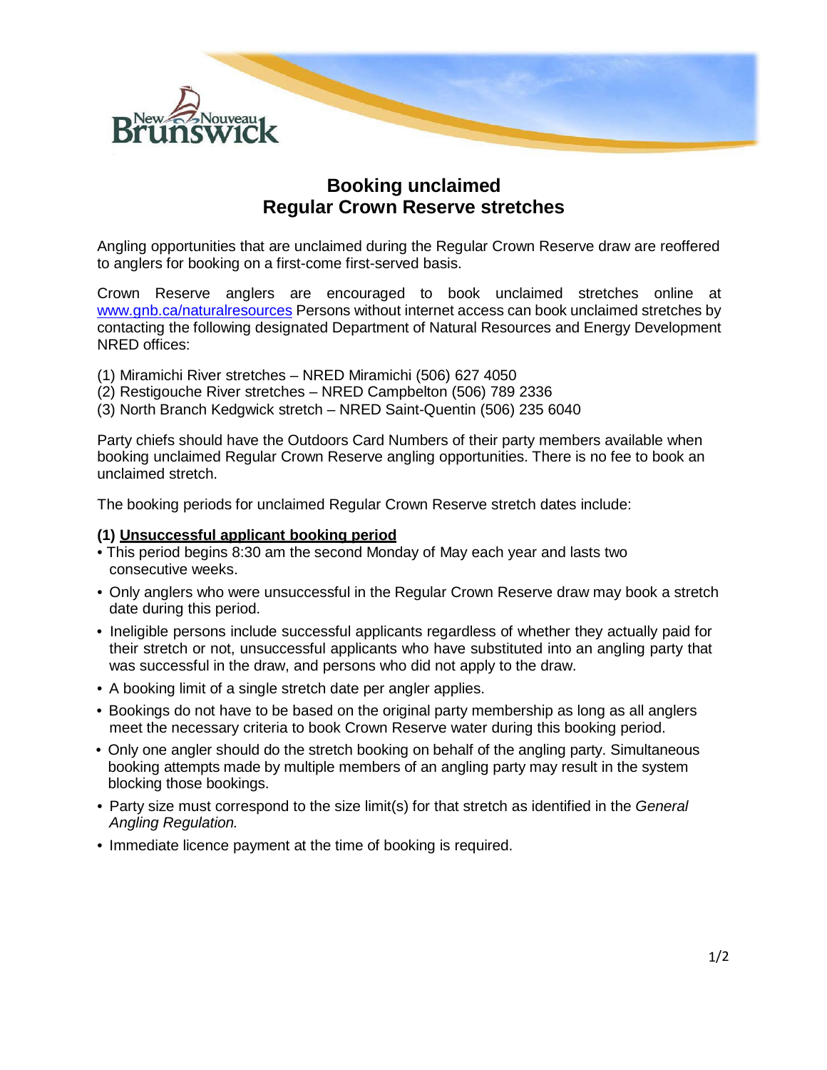# Booking unclaimed
# Regular Crown Reserve stretches

Angling opportunities that are unclaimed during the Regular Crown Reserve draw are reoffered to anglers for booking on a first-come first-served basis.

Crown Reserve anglers are encouraged to book unclaimed stretches online at [www.gnb.ca/naturalresources](http://www.gnb.ca/naturalresources) Persons without internet access can book unclaimed stretches by contacting the following designated Department of Natural Resources and Energy Development NRED offices:

(1) Miramichi River stretches – NRED Miramichi (506) 627 4050
(2) Restigouche River stretches – NRED Campbelton (506) 789 2336
(3) North Branch Kedgwick stretch – NRED Saint-Quentin (506) 235 6040

Party chiefs should have the Outdoors Card Numbers of their party members available when booking unclaimed Regular Crown Reserve angling opportunities. There is no fee to book an unclaimed stretch.

The booking periods for unclaimed Regular Crown Reserve stretch dates include:

**(1) Unsuccessful applicant booking period**

- This period begins 8:30 am the second Monday of May each year and lasts two consecutive weeks.
- Only anglers who were unsuccessful in the Regular Crown Reserve draw may book a stretch date during this period.
- Ineligible persons include successful applicants regardless of whether they actually paid for their stretch or not, unsuccessful applicants who have substituted into an angling party that was successful in the draw, and persons who did not apply to the draw.
- A booking limit of a single stretch date per angler applies.
- Bookings do not have to be based on the original party membership as long as all anglers meet the necessary criteria to book Crown Reserve water during this booking period.
- Only one angler should do the stretch booking on behalf of the angling party. Simultaneous booking attempts made by multiple members of an angling party may result in the system blocking those bookings.
- Party size must correspond to the size limit(s) for that stretch as identified in the *General Angling Regulation.*
- Immediate licence payment at the time of booking is required.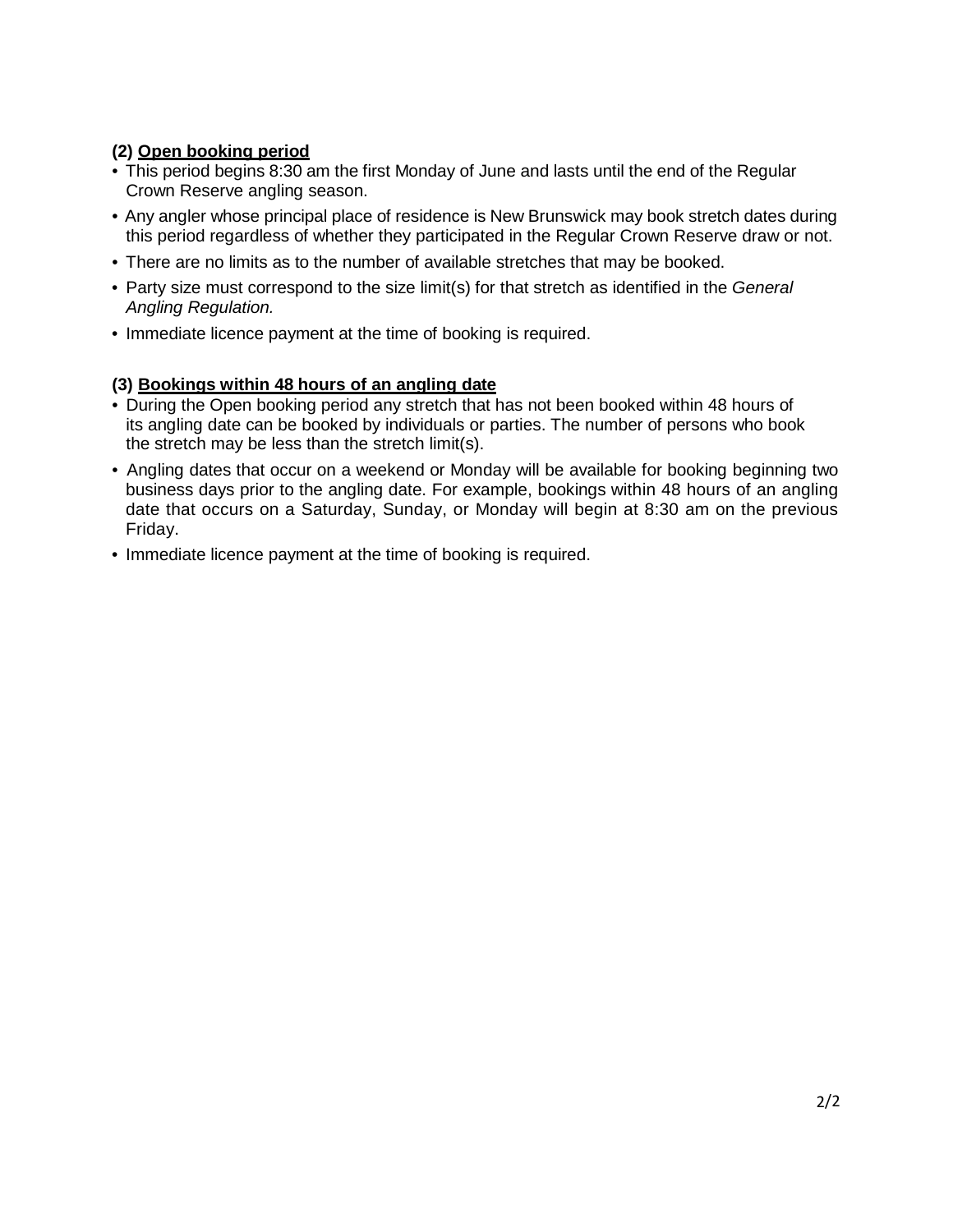**(2) Open booking period**

- This period begins 8:30 am the first Monday of June and lasts until the end of the Regular Crown Reserve angling season.
- Any angler whose principal place of residence is New Brunswick may book stretch dates during this period regardless of whether they participated in the Regular Crown Reserve draw or not.
- There are no limits as to the number of available stretches that may be booked.
- Party size must correspond to the size limit(s) for that stretch as identified in the *General Angling Regulation.*
- Immediate licence payment at the time of booking is required.

**(3) Bookings within 48 hours of an angling date**

- During the Open booking period any stretch that has not been booked within 48 hours of its angling date can be booked by individuals or parties. The number of persons who book the stretch may be less than the stretch limit(s).
- Angling dates that occur on a weekend or Monday will be available for booking beginning two business days prior to the angling date. For example, bookings within 48 hours of an angling date that occurs on a Saturday, Sunday, or Monday will begin at 8:30 am on the previous Friday.
- Immediate licence payment at the time of booking is required.